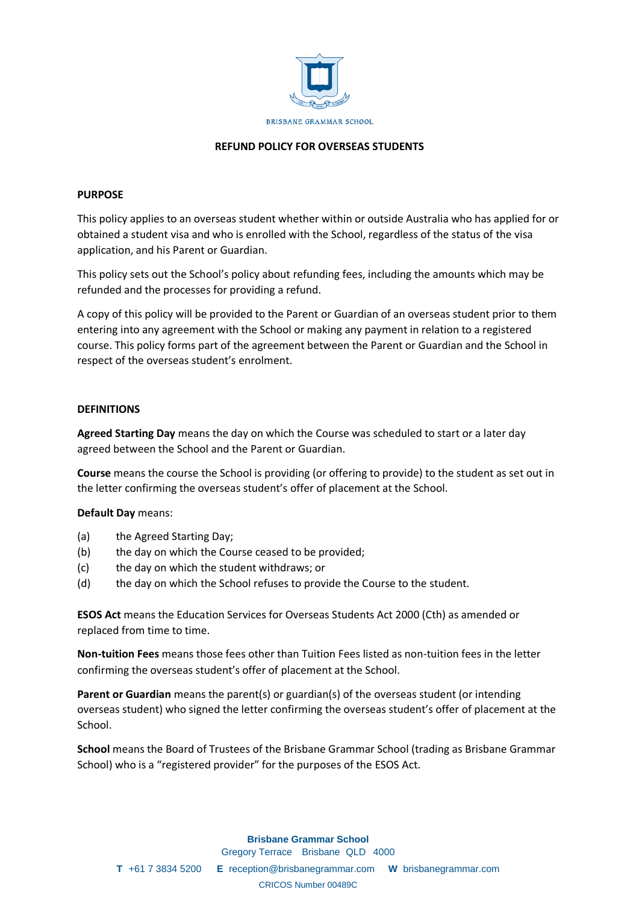BRISBANE GRAMMAR SCHOOL

# REFUND POLICY FOR OVERSEAS STUDENTS

## PURPOSE

This policy applies to an overseas student whether within or outside Australia who has applied for or obtained a student visa and who is enrolled with the School, regardless of the status of the visa application, and his Parent or Guardian.

This policy sets out the School's policy about refunding fees, including the amounts which may be refunded and the processes for providing a refund.

A copy of this policy will be provided to the Parent or Guardian of an overseas student prior to them entering into any agreement with the School or making any payment in relation to a registered course. This policy forms part of the agreement between the Parent or Guardian and the School in respect of the overseas student's enrolment.

## DEFINITIONS

**Agreed Starting Day** means the day on which the Course was scheduled to start or a later day agreed between the School and the Parent or Guardian.

**Course** means the course the School is providing (or offering to provide) to the student as set out in the letter confirming the overseas student's offer of placement at the School.

**Default Day** means:

(a) the Agreed Starting Day;
(b) the day on which the Course ceased to be provided;
(c) the day on which the student withdraws; or
(d) the day on which the School refuses to provide the Course to the student.

**ESOS Act** means the Education Services for Overseas Students Act 2000 (Cth) as amended or replaced from time to time.

**Non-tuition Fees** means those fees other than Tuition Fees listed as non-tuition fees in the letter confirming the overseas student's offer of placement at the School.

**Parent or Guardian** means the parent(s) or guardian(s) of the overseas student (or intending overseas student) who signed the letter confirming the overseas student's offer of placement at the School.

**School** means the Board of Trustees of the Brisbane Grammar School (trading as Brisbane Grammar School) who is a "registered provider" for the purposes of the ESOS Act.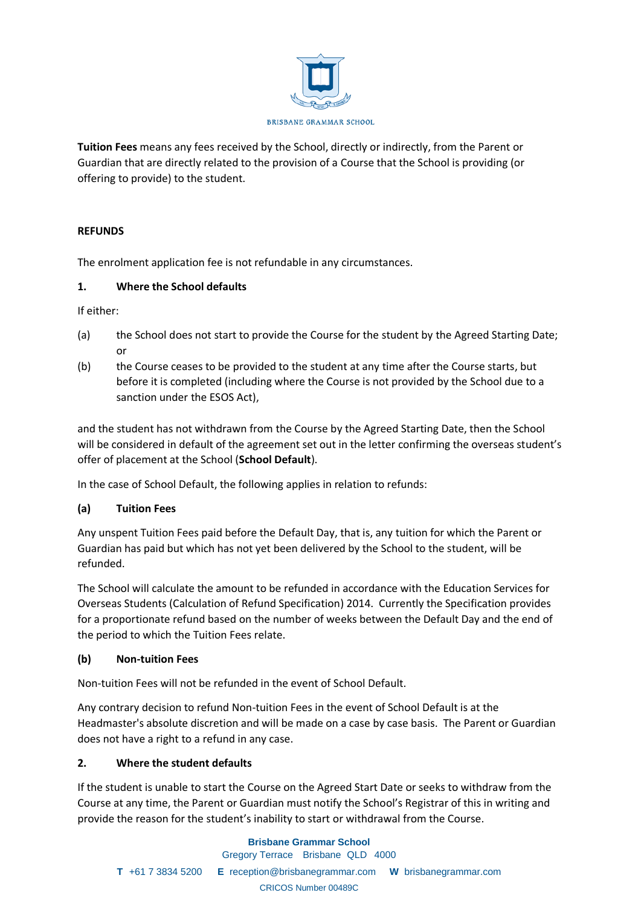**Tuition Fees** means any fees received by the School, directly or indirectly, from the Parent or Guardian that are directly related to the provision of a Course that the School is providing (or offering to provide) to the student.

**REFUNDS**

The enrolment application fee is not refundable in any circumstances.

**1. Where the School defaults**

If either:

(a) the School does not start to provide the Course for the student by the Agreed Starting Date; or

(b) the Course ceases to be provided to the student at any time after the Course starts, but before it is completed (including where the Course is not provided by the School due to a sanction under the ESOS Act),

and the student has not withdrawn from the Course by the Agreed Starting Date, then the School will be considered in default of the agreement set out in the letter confirming the overseas student's offer of placement at the School (**School Default**).

In the case of School Default, the following applies in relation to refunds:

**(a) Tuition Fees**

Any unspent Tuition Fees paid before the Default Day, that is, any tuition for which the Parent or Guardian has paid but which has not yet been delivered by the School to the student, will be refunded.

The School will calculate the amount to be refunded in accordance with the Education Services for Overseas Students (Calculation of Refund Specification) 2014. Currently the Specification provides for a proportionate refund based on the number of weeks between the Default Day and the end of the period to which the Tuition Fees relate.

**(b) Non-tuition Fees**

Non-tuition Fees will not be refunded in the event of School Default.

Any contrary decision to refund Non-tuition Fees in the event of School Default is at the Headmaster's absolute discretion and will be made on a case by case basis. The Parent or Guardian does not have a right to a refund in any case.

**2. Where the student defaults**

If the student is unable to start the Course on the Agreed Start Date or seeks to withdraw from the Course at any time, the Parent or Guardian must notify the School's Registrar of this in writing and provide the reason for the student's inability to start or withdrawal from the Course.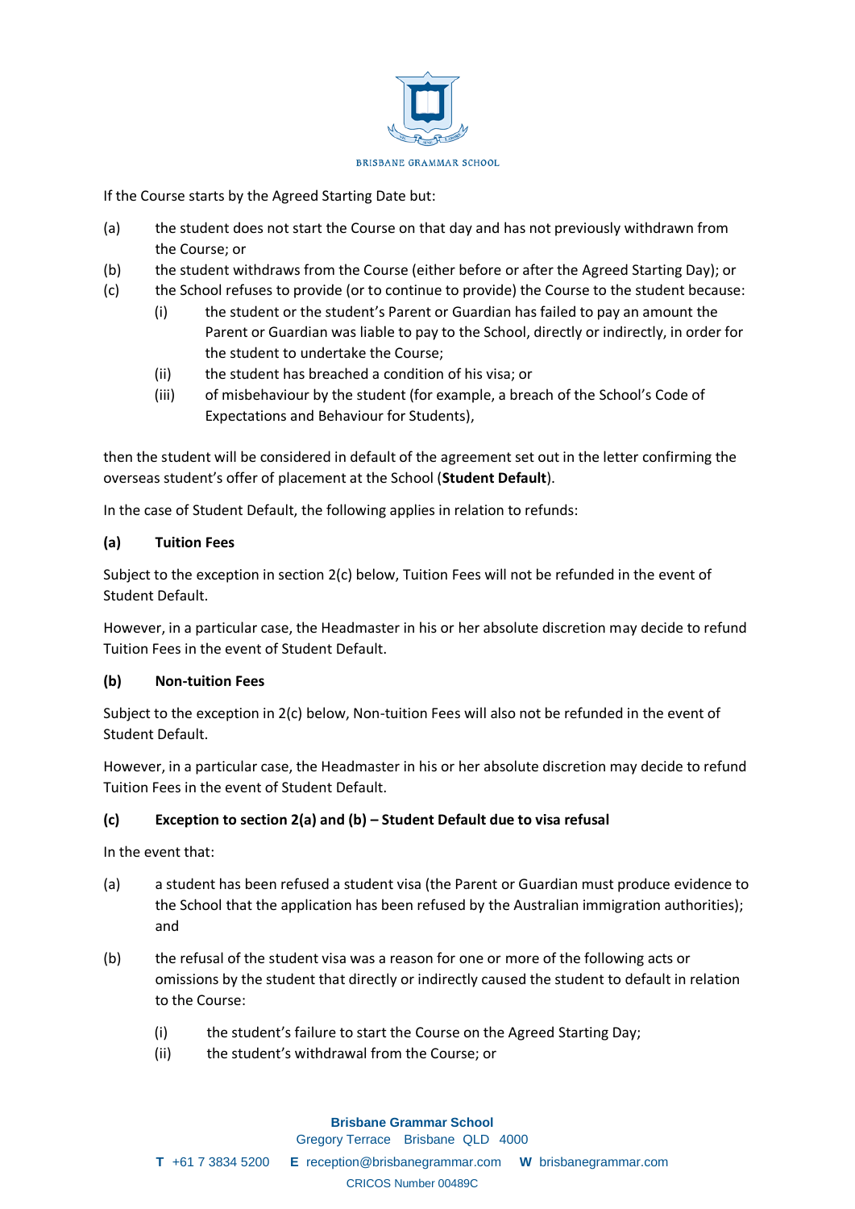If the Course starts by the Agreed Starting Date but:

(a) the student does not start the Course on that day and has not previously withdrawn from the Course; or

(b) the student withdraws from the Course (either before or after the Agreed Starting Day); or

(c) the School refuses to provide (or to continue to provide) the Course to the student because:

  (i) the student or the student's Parent or Guardian has failed to pay an amount the Parent or Guardian was liable to pay to the School, directly or indirectly, in order for the student to undertake the Course;

  (ii) the student has breached a condition of his visa; or

  (iii) of misbehaviour by the student (for example, a breach of the School's Code of Expectations and Behaviour for Students),

then the student will be considered in default of the agreement set out in the letter confirming the overseas student's offer of placement at the School (**Student Default**).

In the case of Student Default, the following applies in relation to refunds:

**(a) Tuition Fees**

Subject to the exception in section 2(c) below, Tuition Fees will not be refunded in the event of Student Default.

However, in a particular case, the Headmaster in his or her absolute discretion may decide to refund Tuition Fees in the event of Student Default.

**(b) Non-tuition Fees**

Subject to the exception in 2(c) below, Non-tuition Fees will also not be refunded in the event of Student Default.

However, in a particular case, the Headmaster in his or her absolute discretion may decide to refund Tuition Fees in the event of Student Default.

**(c) Exception to section 2(a) and (b) – Student Default due to visa refusal**

In the event that:

(a) a student has been refused a student visa (the Parent or Guardian must produce evidence to the School that the application has been refused by the Australian immigration authorities); and

(b) the refusal of the student visa was a reason for one or more of the following acts or omissions by the student that directly or indirectly caused the student to default in relation to the Course:

  (i) the student's failure to start the Course on the Agreed Starting Day;

  (ii) the student's withdrawal from the Course; or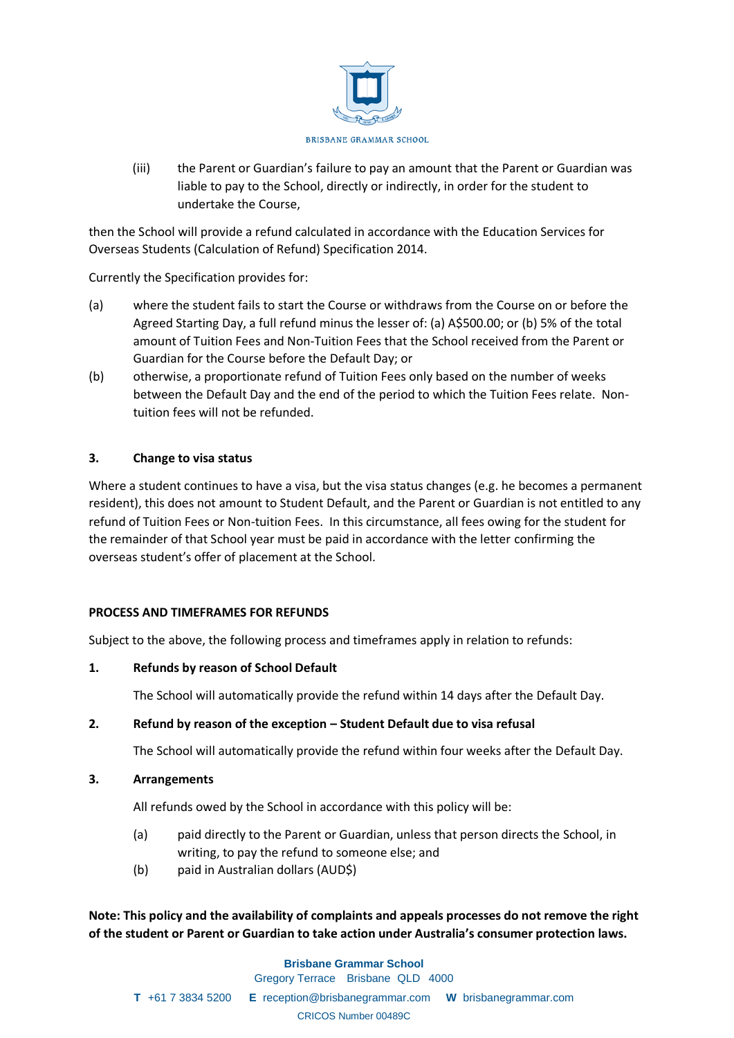(iii) the Parent or Guardian's failure to pay an amount that the Parent or Guardian was liable to pay to the School, directly or indirectly, in order for the student to undertake the Course,

then the School will provide a refund calculated in accordance with the Education Services for Overseas Students (Calculation of Refund) Specification 2014.

Currently the Specification provides for:

(a) where the student fails to start the Course or withdraws from the Course on or before the Agreed Starting Day, a full refund minus the lesser of: (a) A$500.00; or (b) 5% of the total amount of Tuition Fees and Non-Tuition Fees that the School received from the Parent or Guardian for the Course before the Default Day; or

(b) otherwise, a proportionate refund of Tuition Fees only based on the number of weeks between the Default Day and the end of the period to which the Tuition Fees relate. Non-tuition fees will not be refunded.

**3. Change to visa status**

Where a student continues to have a visa, but the visa status changes (e.g. he becomes a permanent resident), this does not amount to Student Default, and the Parent or Guardian is not entitled to any refund of Tuition Fees or Non-tuition Fees. In this circumstance, all fees owing for the student for the remainder of that School year must be paid in accordance with the letter confirming the overseas student's offer of placement at the School.

**PROCESS AND TIMEFRAMES FOR REFUNDS**

Subject to the above, the following process and timeframes apply in relation to refunds:

**1. Refunds by reason of School Default**

The School will automatically provide the refund within 14 days after the Default Day.

**2. Refund by reason of the exception – Student Default due to visa refusal**

The School will automatically provide the refund within four weeks after the Default Day.

**3. Arrangements**

All refunds owed by the School in accordance with this policy will be:

(a) paid directly to the Parent or Guardian, unless that person directs the School, in writing, to pay the refund to someone else; and

(b) paid in Australian dollars (AUD$)

**Note: This policy and the availability of complaints and appeals processes do not remove the right of the student or Parent or Guardian to take action under Australia's consumer protection laws.**